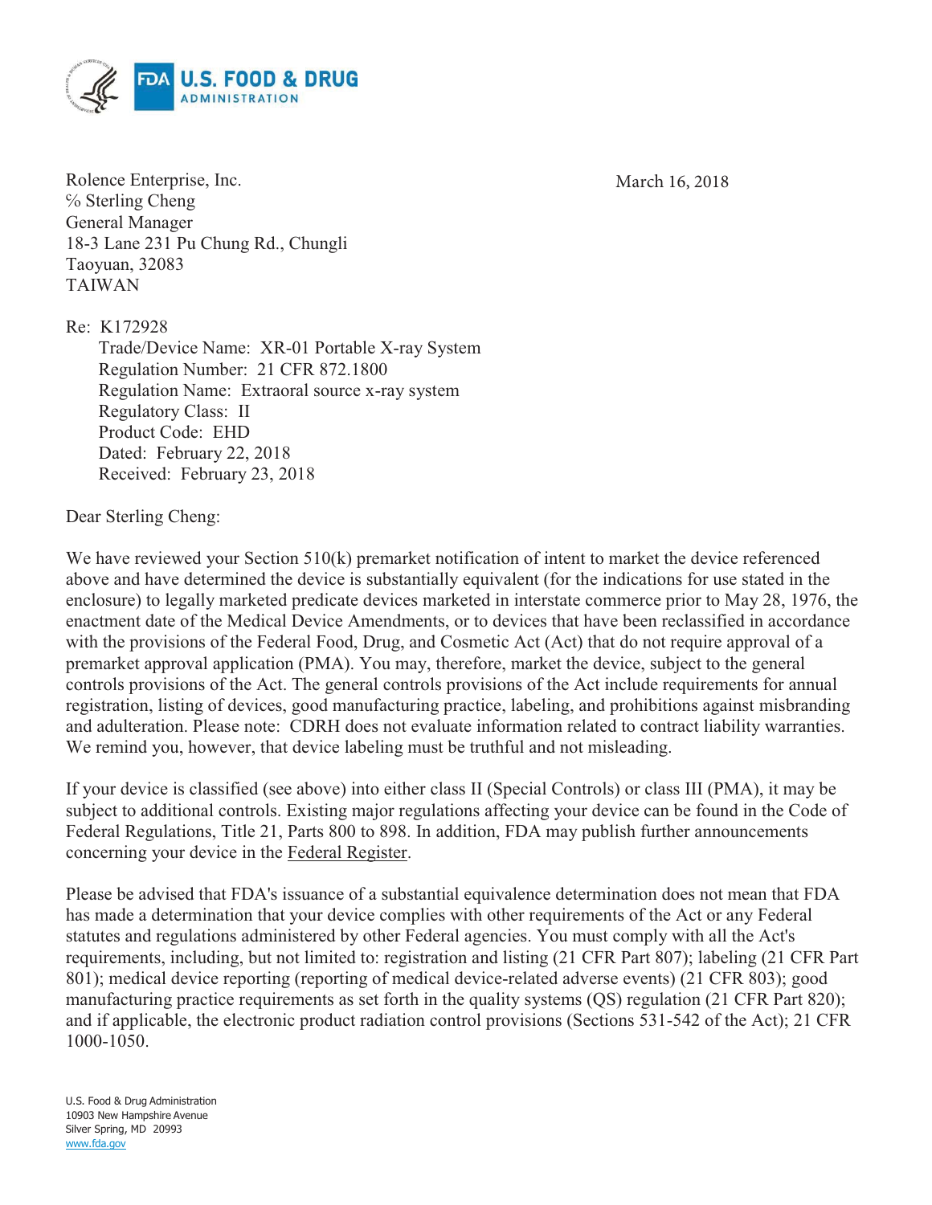Rolence Enterprise, Inc.
℅ Sterling Cheng
General Manager
18-3 Lane 231 Pu Chung Rd., Chungli
Taoyuan, 32083
TAIWAN

March 16, 2018

Re: K172928

Trade/Device Name: XR-01 Portable X-ray System
Regulation Number: 21 CFR 872.1800
Regulation Name: Extraoral source x-ray system
Regulatory Class: II
Product Code: EHD
Dated: February 22, 2018
Received: February 23, 2018

Dear Sterling Cheng:

We have reviewed your Section 510(k) premarket notification of intent to market the device referenced above and have determined the device is substantially equivalent (for the indications for use stated in the enclosure) to legally marketed predicate devices marketed in interstate commerce prior to May 28, 1976, the enactment date of the Medical Device Amendments, or to devices that have been reclassified in accordance with the provisions of the Federal Food, Drug, and Cosmetic Act (Act) that do not require approval of a premarket approval application (PMA). You may, therefore, market the device, subject to the general controls provisions of the Act. The general controls provisions of the Act include requirements for annual registration, listing of devices, good manufacturing practice, labeling, and prohibitions against misbranding and adulteration. Please note: CDRH does not evaluate information related to contract liability warranties. We remind you, however, that device labeling must be truthful and not misleading.

If your device is classified (see above) into either class II (Special Controls) or class III (PMA), it may be subject to additional controls. Existing major regulations affecting your device can be found in the Code of Federal Regulations, Title 21, Parts 800 to 898. In addition, FDA may publish further announcements concerning your device in the Federal Register.

Please be advised that FDA's issuance of a substantial equivalence determination does not mean that FDA has made a determination that your device complies with other requirements of the Act or any Federal statutes and regulations administered by other Federal agencies. You must comply with all the Act's requirements, including, but not limited to: registration and listing (21 CFR Part 807); labeling (21 CFR Part 801); medical device reporting (reporting of medical device-related adverse events) (21 CFR 803); good manufacturing practice requirements as set forth in the quality systems (QS) regulation (21 CFR Part 820); and if applicable, the electronic product radiation control provisions (Sections 531-542 of the Act); 21 CFR 1000-1050.

U.S. Food & Drug Administration
10903 New Hampshire Avenue
Silver Spring, MD 20993
www.fda.gov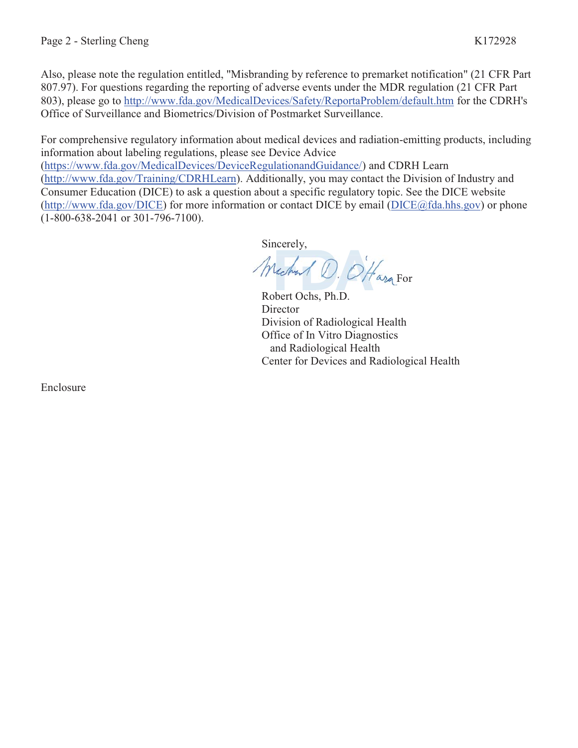Also, please note the regulation entitled, "Misbranding by reference to premarket notification" (21 CFR Part 807.97). For questions regarding the reporting of adverse events under the MDR regulation (21 CFR Part 803), please go to http://www.fda.gov/MedicalDevices/Safety/ReportaProblem/default.htm for the CDRH's Office of Surveillance and Biometrics/Division of Postmarket Surveillance.

For comprehensive regulatory information about medical devices and radiation-emitting products, including information about labeling regulations, please see Device Advice (https://www.fda.gov/MedicalDevices/DeviceRegulationandGuidance/) and CDRH Learn (http://www.fda.gov/Training/CDRHLearn). Additionally, you may contact the Division of Industry and Consumer Education (DICE) to ask a question about a specific regulatory topic. See the DICE website (http://www.fda.gov/DICE) for more information or contact DICE by email (DICE@fda.hhs.gov) or phone (1-800-638-2041 or 301-796-7100).

Sincerely,

Michael D. O'Hara For

Robert Ochs, Ph.D.  
Director  
Division of Radiological Health  
Office of In Vitro Diagnostics  
and Radiological Health  
Center for Devices and Radiological Health

Enclosure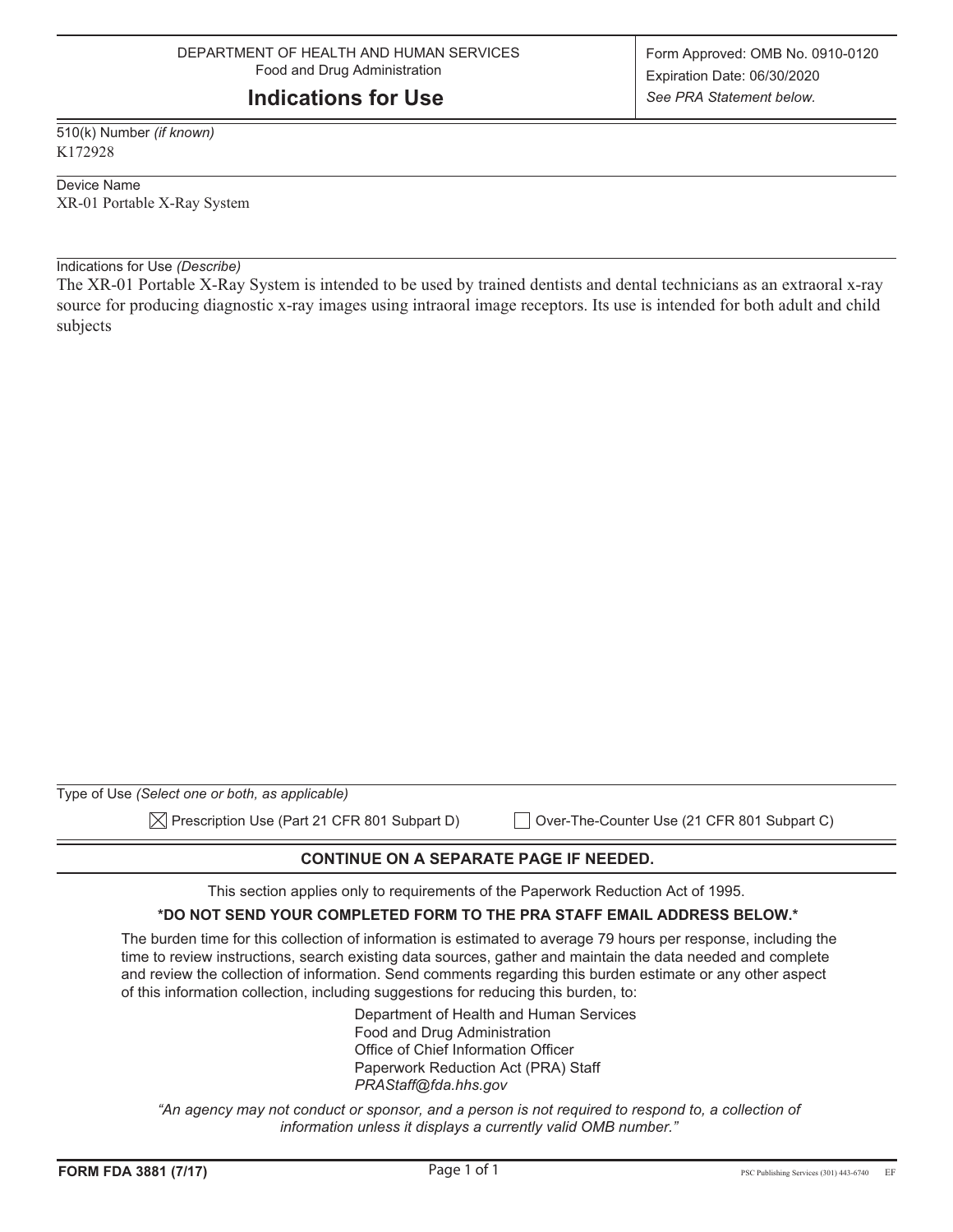DEPARTMENT OF HEALTH AND HUMAN SERVICES
Food and Drug Administration

# Indications for Use

Form Approved: OMB No. 0910-0120
Expiration Date: 06/30/2020
*See PRA Statement below.*

510(k) Number *(if known)*
K172928

Device Name
XR-01 Portable X-Ray System

Indications for Use *(Describe)*
The XR-01 Portable X-Ray System is intended to be used by trained dentists and dental technicians as an extraoral x-ray source for producing diagnostic x-ray images using intraoral image receptors. Its use is intended for both adult and child subjects

Type of Use *(Select one or both, as applicable)*

☒ Prescription Use (Part 21 CFR 801 Subpart D)    ☐ Over-The-Counter Use (21 CFR 801 Subpart C)

**CONTINUE ON A SEPARATE PAGE IF NEEDED.**

This section applies only to requirements of the Paperwork Reduction Act of 1995.

**\*DO NOT SEND YOUR COMPLETED FORM TO THE PRA STAFF EMAIL ADDRESS BELOW.\***

The burden time for this collection of information is estimated to average 79 hours per response, including the time to review instructions, search existing data sources, gather and maintain the data needed and complete and review the collection of information. Send comments regarding this burden estimate or any other aspect of this information collection, including suggestions for reducing this burden, to:

Department of Health and Human Services
Food and Drug Administration
Office of Chief Information Officer
Paperwork Reduction Act (PRA) Staff
*PRAStaff@fda.hhs.gov*

*"An agency may not conduct or sponsor, and a person is not required to respond to, a collection of information unless it displays a currently valid OMB number."*

**FORM FDA 3881 (7/17)**

PSC Publishing Services (301) 443-6740 EF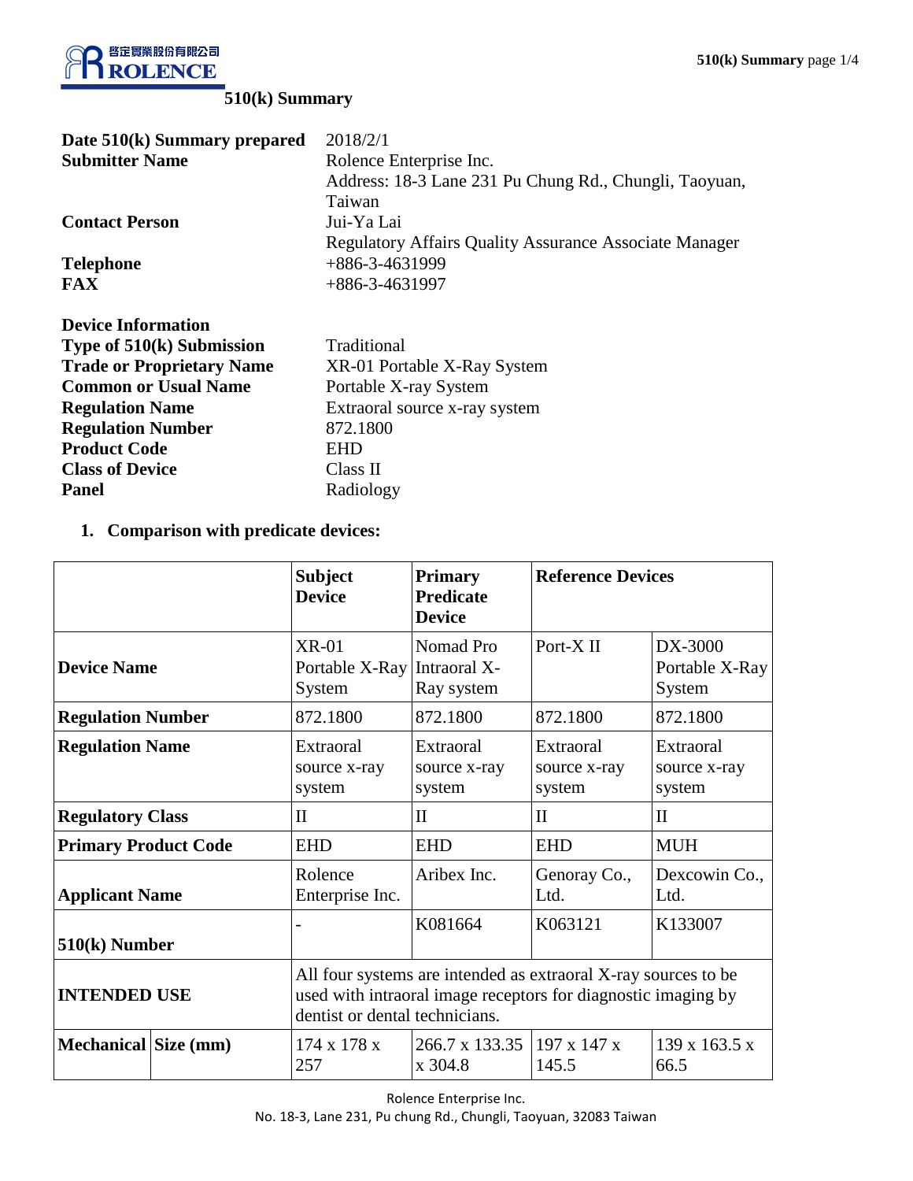# 510(k) Summary

| | |
|---|---|
| **Date 510(k) Summary prepared** | 2018/2/1 |
| **Submitter Name** | Rolence Enterprise Inc.<br>Address: 18-3 Lane 231 Pu Chung Rd., Chungli, Taoyuan, Taiwan |
| **Contact Person** | Jui-Ya Lai<br>Regulatory Affairs Quality Assurance Associate Manager |
| **Telephone** | +886-3-4631999 |
| **FAX** | +886-3-4631997 |

| | |
|---|---|
| **Device Information** | |
| **Type of 510(k) Submission** | Traditional |
| **Trade or Proprietary Name** | XR-01 Portable X-Ray System |
| **Common or Usual Name** | Portable X-ray System |
| **Regulation Name** | Extraoral source x-ray system |
| **Regulation Number** | 872.1800 |
| **Product Code** | EHD |
| **Class of Device** | Class II |
| **Panel** | Radiology |

1. **Comparison with predicate devices:**

| | | **Subject Device** | **Primary Predicate Device** | **Reference Devices** | |
|---|---|---|---|---|---|
| **Device Name** | | XR-01 Portable X-Ray System | Nomad Pro Intraoral X-Ray system | Port-X II | DX-3000 Portable X-Ray System |
| **Regulation Number** | | 872.1800 | 872.1800 | 872.1800 | 872.1800 |
| **Regulation Name** | | Extraoral source x-ray system | Extraoral source x-ray system | Extraoral source x-ray system | Extraoral source x-ray system |
| **Regulatory Class** | | II | II | II | II |
| **Primary Product Code** | | EHD | EHD | EHD | MUH |
| **Applicant Name** | | Rolence Enterprise Inc. | Aribex Inc. | Genoray Co., Ltd. | Dexcowin Co., Ltd. |
| **510(k) Number** | | - | K081664 | K063121 | K133007 |
| **INTENDED USE** | | All four systems are intended as extraoral X-ray sources to be used with intraoral image receptors for diagnostic imaging by dentist or dental technicians. | | | |
| **Mechanical** | **Size (mm)** | 174 x 178 x 257 | 266.7 x 133.35 x 304.8 | 197 x 147 x 145.5 | 139 x 163.5 x 66.5 |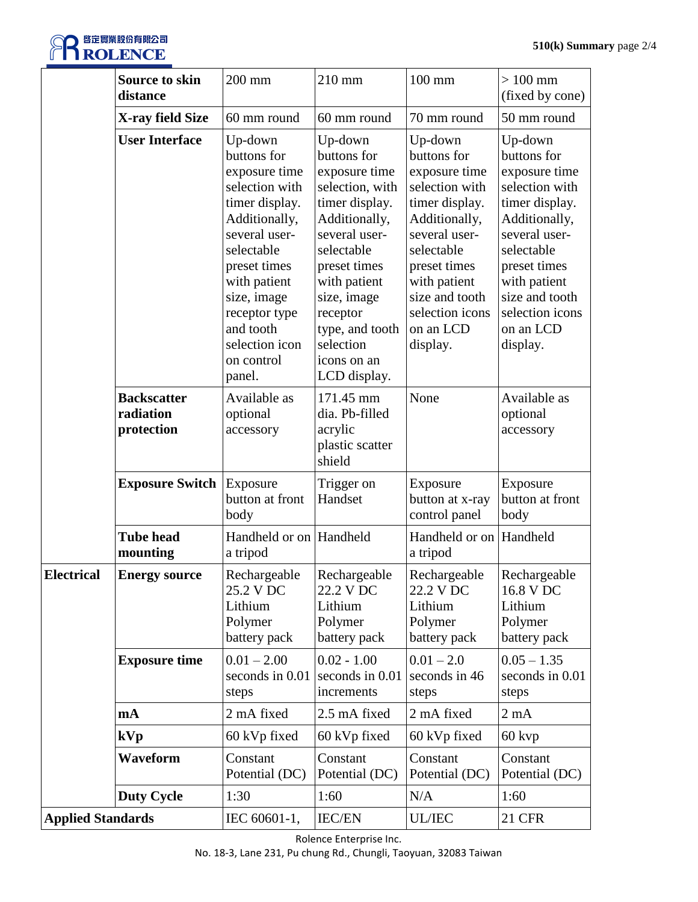| | | | | | |
|---|---|---|---|---|---|
| | **Source to skin distance** | 200 mm | 210 mm | 100 mm | > 100 mm (fixed by cone) |
| | **X-ray field Size** | 60 mm round | 60 mm round | 70 mm round | 50 mm round |
| | **User Interface** | Up-down buttons for exposure time selection with timer display. Additionally, several user-selectable preset times with patient size, image receptor type and tooth selection icon on control panel. | Up-down buttons for exposure time selection, with timer display. Additionally, several user-selectable preset times with patient size, image receptor type, and tooth selection icons on an LCD display. | Up-down buttons for exposure time selection with timer display. Additionally, several user-selectable preset times with patient size and tooth selection icons on an LCD display. | Up-down buttons for exposure time selection with timer display. Additionally, several user-selectable preset times with patient size and tooth selection icons on an LCD display. |
| | **Backscatter radiation protection** | Available as optional accessory | 171.45 mm dia. Pb-filled acrylic plastic scatter shield | None | Available as optional accessory |
| | **Exposure Switch** | Exposure button at front body | Trigger on Handset | Exposure button at x-ray control panel | Exposure button at front body |
| | **Tube head mounting** | Handheld or on a tripod | Handheld | Handheld or on a tripod | Handheld |
| **Electrical** | **Energy source** | Rechargeable 25.2 V DC Lithium Polymer battery pack | Rechargeable 22.2 V DC Lithium Polymer battery pack | Rechargeable 22.2 V DC Lithium Polymer battery pack | Rechargeable 16.8 V DC Lithium Polymer battery pack |
| | **Exposure time** | 0.01 – 2.00 seconds in 0.01 steps | 0.02 - 1.00 seconds in 0.01 increments | 0.01 – 2.0 seconds in 46 steps | 0.05 – 1.35 seconds in 0.01 steps |
| | **mA** | 2 mA fixed | 2.5 mA fixed | 2 mA fixed | 2 mA |
| | **kVp** | 60 kVp fixed | 60 kVp fixed | 60 kVp fixed | 60 kvp |
| | **Waveform** | Constant Potential (DC) | Constant Potential (DC) | Constant Potential (DC) | Constant Potential (DC) |
| | **Duty Cycle** | 1:30 | 1:60 | N/A | 1:60 |
| **Applied Standards** | | IEC 60601-1, | IEC/EN | UL/IEC | 21 CFR |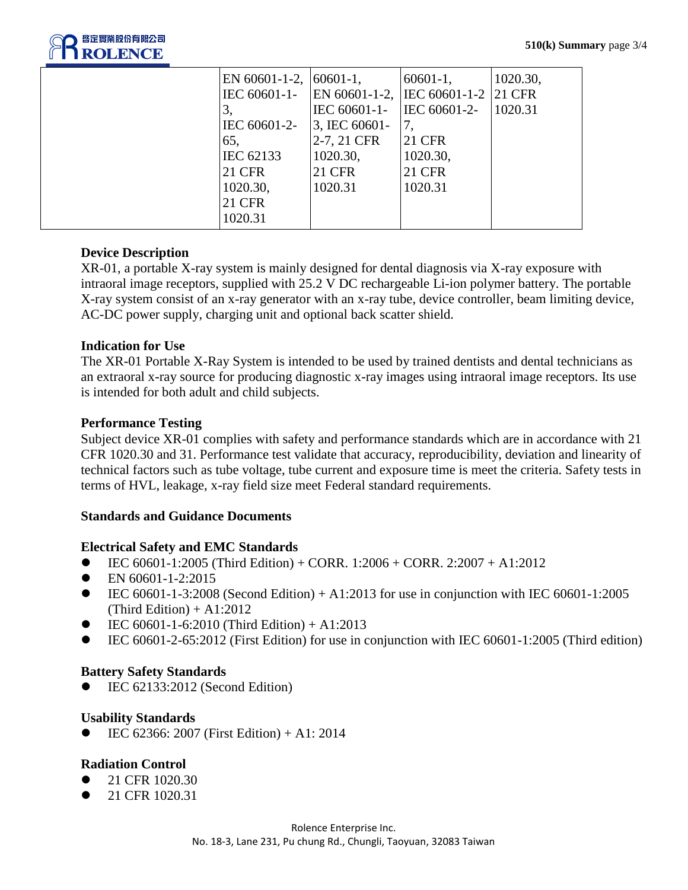| | | | | |
|---|---|---|---|---|
| | EN 60601-1-2, IEC 60601-1-3, IEC 60601-2-65, IEC 62133 21 CFR 1020.30, 21 CFR 1020.31 | 60601-1, EN 60601-1-2, IEC 60601-1-3, IEC 60601-2-7, 21 CFR 1020.30, 21 CFR 1020.31 | 60601-1, IEC 60601-1-2 IEC 60601-2-7, 21 CFR 1020.30, 21 CFR 1020.31 | 1020.30, 21 CFR 1020.31 |

### Device Description

XR-01, a portable X-ray system is mainly designed for dental diagnosis via X-ray exposure with intraoral image receptors, supplied with 25.2 V DC rechargeable Li-ion polymer battery. The portable X-ray system consist of an x-ray generator with an x-ray tube, device controller, beam limiting device, AC-DC power supply, charging unit and optional back scatter shield.

### Indication for Use

The XR-01 Portable X-Ray System is intended to be used by trained dentists and dental technicians as an extraoral x-ray source for producing diagnostic x-ray images using intraoral image receptors. Its use is intended for both adult and child subjects.

### Performance Testing

Subject device XR-01 complies with safety and performance standards which are in accordance with 21 CFR 1020.30 and 31. Performance test validate that accuracy, reproducibility, deviation and linearity of technical factors such as tube voltage, tube current and exposure time is meet the criteria. Safety tests in terms of HVL, leakage, x-ray field size meet Federal standard requirements.

### Standards and Guidance Documents

#### Electrical Safety and EMC Standards

- IEC 60601-1:2005 (Third Edition) + CORR. 1:2006 + CORR. 2:2007 + A1:2012
- EN 60601-1-2:2015
- IEC 60601-1-3:2008 (Second Edition) + A1:2013 for use in conjunction with IEC 60601-1:2005 (Third Edition) + A1:2012
- IEC 60601-1-6:2010 (Third Edition) + A1:2013
- IEC 60601-2-65:2012 (First Edition) for use in conjunction with IEC 60601-1:2005 (Third edition)

#### Battery Safety Standards

- IEC 62133:2012 (Second Edition)

#### Usability Standards

- IEC 62366: 2007 (First Edition) + A1: 2014

#### Radiation Control

- 21 CFR 1020.30
- 21 CFR 1020.31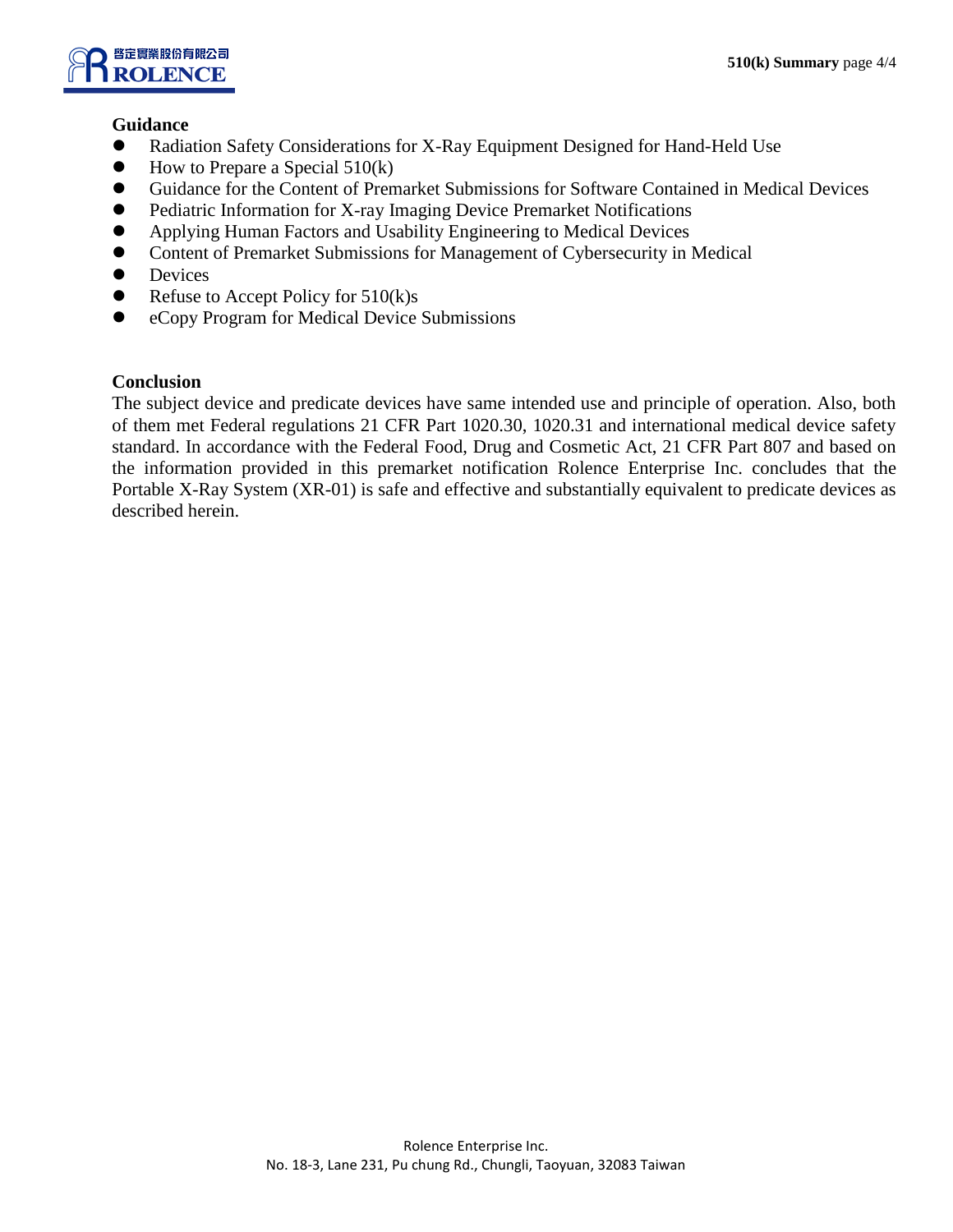**Guidance**

- Radiation Safety Considerations for X-Ray Equipment Designed for Hand-Held Use
- How to Prepare a Special 510(k)
- Guidance for the Content of Premarket Submissions for Software Contained in Medical Devices
- Pediatric Information for X-ray Imaging Device Premarket Notifications
- Applying Human Factors and Usability Engineering to Medical Devices
- Content of Premarket Submissions for Management of Cybersecurity in Medical
- Devices
- Refuse to Accept Policy for 510(k)s
- eCopy Program for Medical Device Submissions

**Conclusion**

The subject device and predicate devices have same intended use and principle of operation. Also, both of them met Federal regulations 21 CFR Part 1020.30, 1020.31 and international medical device safety standard. In accordance with the Federal Food, Drug and Cosmetic Act, 21 CFR Part 807 and based on the information provided in this premarket notification Rolence Enterprise Inc. concludes that the Portable X-Ray System (XR-01) is safe and effective and substantially equivalent to predicate devices as described herein.